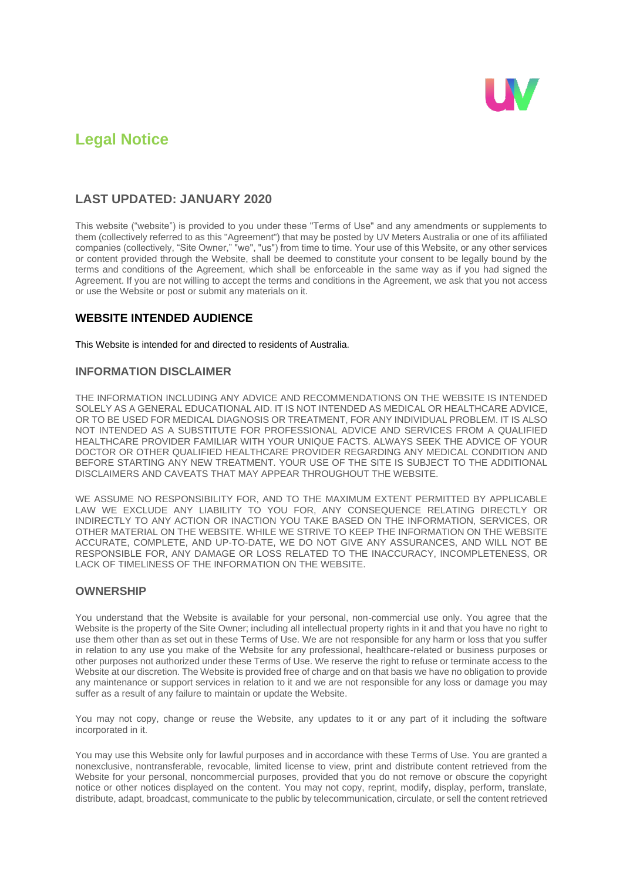# Legal Notice

## LAST UPDATED: JANUARY 2020

This website ("website") is provided to you under these "Terms of Use" and any amendments or supplements to them (collectively referred to as this "Agreement") that may be posted by UV Meters Australia or one of its affiliated companies (collectively, "Site Owner," "we", "us") from time to time. Your use of this Website, or any other services or content provided through the Website, shall be deemed to constitute your consent to be legally bound by the terms and conditions of the Agreement, which shall be enforceable in the same way as if you had signed the Agreement. If you are not willing to accept the terms and conditions in the Agreement, we ask that you not access or use the Website or post or submit any materials on it.

### WEBSITE INTENDED AUDIENCE

This Website is intended for and directed to residents of Australia.

### INFORMATION DISCLAIMER

THE INFORMATION INCLUDING ANY ADVICE AND RECOMMENDATIONS ON THE WEBSITE IS INTENDED SOLELY AS A GENERAL EDUCATIONAL AID. IT IS NOT INTENDED AS MEDICAL OR HEALTHCARE ADVICE, OR TO BE USED FOR MEDICAL DIAGNOSIS OR TREATMENT, FOR ANY INDIVIDUAL PROBLEM. IT IS ALSO NOT INTENDED AS A SUBSTITUTE FOR PROFESSIONAL ADVICE AND SERVICES FROM A QUALIFIED HEALTHCARE PROVIDER FAMILIAR WITH YOUR UNIQUE FACTS. ALWAYS SEEK THE ADVICE OF YOUR DOCTOR OR OTHER QUALIFIED HEALTHCARE PROVIDER REGARDING ANY MEDICAL CONDITION AND BEFORE STARTING ANY NEW TREATMENT. YOUR USE OF THE SITE IS SUBJECT TO THE ADDITIONAL DISCLAIMERS AND CAVEATS THAT MAY APPEAR THROUGHOUT THE WEBSITE.

WE ASSUME NO RESPONSIBILITY FOR, AND TO THE MAXIMUM EXTENT PERMITTED BY APPLICABLE LAW WE EXCLUDE ANY LIABILITY TO YOU FOR, ANY CONSEQUENCE RELATING DIRECTLY OR INDIRECTLY TO ANY ACTION OR INACTION YOU TAKE BASED ON THE INFORMATION, SERVICES, OR OTHER MATERIAL ON THE WEBSITE. WHILE WE STRIVE TO KEEP THE INFORMATION ON THE WEBSITE ACCURATE, COMPLETE, AND UP-TO-DATE, WE DO NOT GIVE ANY ASSURANCES, AND WILL NOT BE RESPONSIBLE FOR, ANY DAMAGE OR LOSS RELATED TO THE INACCURACY, INCOMPLETENESS, OR LACK OF TIMELINESS OF THE INFORMATION ON THE WEBSITE.

### OWNERSHIP

You understand that the Website is available for your personal, non-commercial use only. You agree that the Website is the property of the Site Owner; including all intellectual property rights in it and that you have no right to use them other than as set out in these Terms of Use. We are not responsible for any harm or loss that you suffer in relation to any use you make of the Website for any professional, healthcare-related or business purposes or other purposes not authorized under these Terms of Use. We reserve the right to refuse or terminate access to the Website at our discretion. The Website is provided free of charge and on that basis we have no obligation to provide any maintenance or support services in relation to it and we are not responsible for any loss or damage you may suffer as a result of any failure to maintain or update the Website.

You may not copy, change or reuse the Website, any updates to it or any part of it including the software incorporated in it.

You may use this Website only for lawful purposes and in accordance with these Terms of Use. You are granted a nonexclusive, nontransferable, revocable, limited license to view, print and distribute content retrieved from the Website for your personal, noncommercial purposes, provided that you do not remove or obscure the copyright notice or other notices displayed on the content. You may not copy, reprint, modify, display, perform, translate, distribute, adapt, broadcast, communicate to the public by telecommunication, circulate, or sell the content retrieved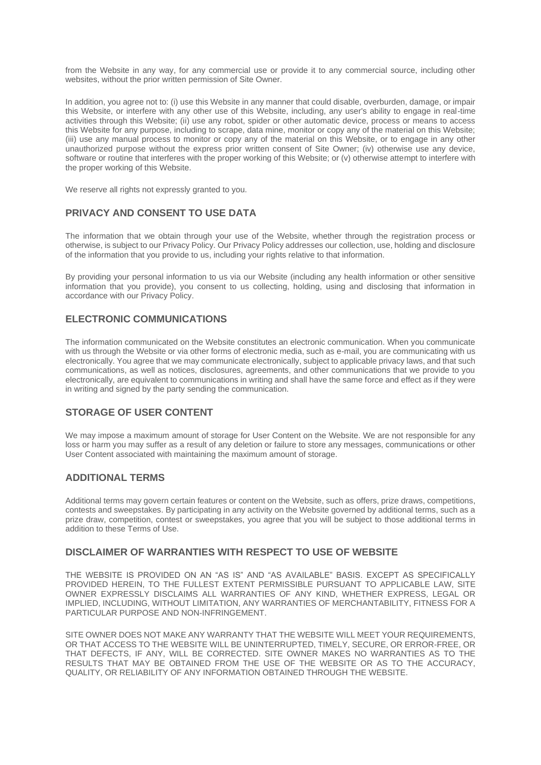from the Website in any way, for any commercial use or provide it to any commercial source, including other websites, without the prior written permission of Site Owner.

In addition, you agree not to: (i) use this Website in any manner that could disable, overburden, damage, or impair this Website, or interfere with any other use of this Website, including, any user's ability to engage in real-time activities through this Website; (ii) use any robot, spider or other automatic device, process or means to access this Website for any purpose, including to scrape, data mine, monitor or copy any of the material on this Website; (iii) use any manual process to monitor or copy any of the material on this Website, or to engage in any other unauthorized purpose without the express prior written consent of Site Owner; (iv) otherwise use any device, software or routine that interferes with the proper working of this Website; or (v) otherwise attempt to interfere with the proper working of this Website.

We reserve all rights not expressly granted to you.

## PRIVACY AND CONSENT TO USE DATA

The information that we obtain through your use of the Website, whether through the registration process or otherwise, is subject to our Privacy Policy. Our Privacy Policy addresses our collection, use, holding and disclosure of the information that you provide to us, including your rights relative to that information.

By providing your personal information to us via our Website (including any health information or other sensitive information that you provide), you consent to us collecting, holding, using and disclosing that information in accordance with our Privacy Policy.

## ELECTRONIC COMMUNICATIONS

The information communicated on the Website constitutes an electronic communication. When you communicate with us through the Website or via other forms of electronic media, such as e-mail, you are communicating with us electronically. You agree that we may communicate electronically, subject to applicable privacy laws, and that such communications, as well as notices, disclosures, agreements, and other communications that we provide to you electronically, are equivalent to communications in writing and shall have the same force and effect as if they were in writing and signed by the party sending the communication.

## STORAGE OF USER CONTENT

We may impose a maximum amount of storage for User Content on the Website. We are not responsible for any loss or harm you may suffer as a result of any deletion or failure to store any messages, communications or other User Content associated with maintaining the maximum amount of storage.

## ADDITIONAL TERMS

Additional terms may govern certain features or content on the Website, such as offers, prize draws, competitions, contests and sweepstakes. By participating in any activity on the Website governed by additional terms, such as a prize draw, competition, contest or sweepstakes, you agree that you will be subject to those additional terms in addition to these Terms of Use.

## DISCLAIMER OF WARRANTIES WITH RESPECT TO USE OF WEBSITE

THE WEBSITE IS PROVIDED ON AN "AS IS" AND "AS AVAILABLE" BASIS. EXCEPT AS SPECIFICALLY PROVIDED HEREIN, TO THE FULLEST EXTENT PERMISSIBLE PURSUANT TO APPLICABLE LAW, SITE OWNER EXPRESSLY DISCLAIMS ALL WARRANTIES OF ANY KIND, WHETHER EXPRESS, LEGAL OR IMPLIED, INCLUDING, WITHOUT LIMITATION, ANY WARRANTIES OF MERCHANTABILITY, FITNESS FOR A PARTICULAR PURPOSE AND NON-INFRINGEMENT.

SITE OWNER DOES NOT MAKE ANY WARRANTY THAT THE WEBSITE WILL MEET YOUR REQUIREMENTS, OR THAT ACCESS TO THE WEBSITE WILL BE UNINTERRUPTED, TIMELY, SECURE, OR ERROR-FREE, OR THAT DEFECTS, IF ANY, WILL BE CORRECTED. SITE OWNER MAKES NO WARRANTIES AS TO THE RESULTS THAT MAY BE OBTAINED FROM THE USE OF THE WEBSITE OR AS TO THE ACCURACY, QUALITY, OR RELIABILITY OF ANY INFORMATION OBTAINED THROUGH THE WEBSITE.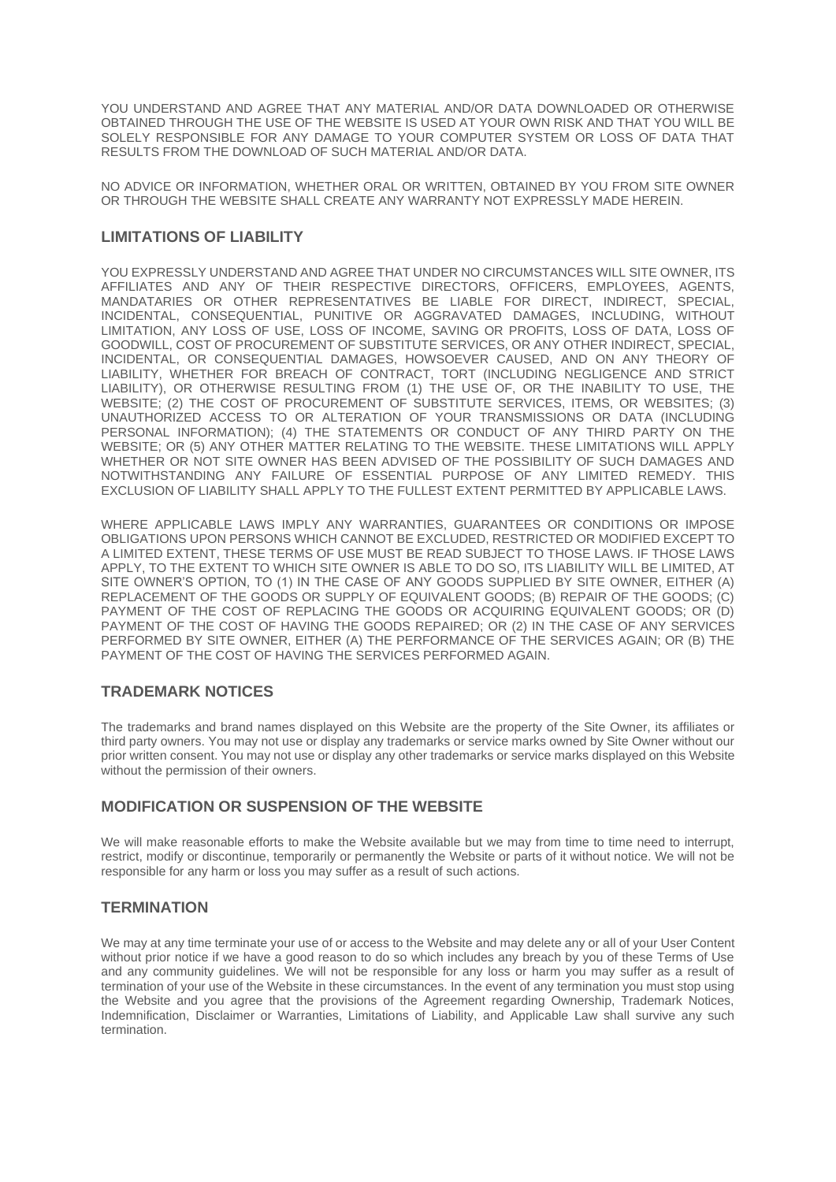YOU UNDERSTAND AND AGREE THAT ANY MATERIAL AND/OR DATA DOWNLOADED OR OTHERWISE OBTAINED THROUGH THE USE OF THE WEBSITE IS USED AT YOUR OWN RISK AND THAT YOU WILL BE SOLELY RESPONSIBLE FOR ANY DAMAGE TO YOUR COMPUTER SYSTEM OR LOSS OF DATA THAT RESULTS FROM THE DOWNLOAD OF SUCH MATERIAL AND/OR DATA.

NO ADVICE OR INFORMATION, WHETHER ORAL OR WRITTEN, OBTAINED BY YOU FROM SITE OWNER OR THROUGH THE WEBSITE SHALL CREATE ANY WARRANTY NOT EXPRESSLY MADE HEREIN.

## LIMITATIONS OF LIABILITY

YOU EXPRESSLY UNDERSTAND AND AGREE THAT UNDER NO CIRCUMSTANCES WILL SITE OWNER, ITS AFFILIATES AND ANY OF THEIR RESPECTIVE DIRECTORS, OFFICERS, EMPLOYEES, AGENTS, MANDATARIES OR OTHER REPRESENTATIVES BE LIABLE FOR DIRECT, INDIRECT, SPECIAL, INCIDENTAL, CONSEQUENTIAL, PUNITIVE OR AGGRAVATED DAMAGES, INCLUDING, WITHOUT LIMITATION, ANY LOSS OF USE, LOSS OF INCOME, SAVING OR PROFITS, LOSS OF DATA, LOSS OF GOODWILL, COST OF PROCUREMENT OF SUBSTITUTE SERVICES, OR ANY OTHER INDIRECT, SPECIAL, INCIDENTAL, OR CONSEQUENTIAL DAMAGES, HOWSOEVER CAUSED, AND ON ANY THEORY OF LIABILITY, WHETHER FOR BREACH OF CONTRACT, TORT (INCLUDING NEGLIGENCE AND STRICT LIABILITY), OR OTHERWISE RESULTING FROM (1) THE USE OF, OR THE INABILITY TO USE, THE WEBSITE; (2) THE COST OF PROCUREMENT OF SUBSTITUTE SERVICES, ITEMS, OR WEBSITES; (3) UNAUTHORIZED ACCESS TO OR ALTERATION OF YOUR TRANSMISSIONS OR DATA (INCLUDING PERSONAL INFORMATION); (4) THE STATEMENTS OR CONDUCT OF ANY THIRD PARTY ON THE WEBSITE; OR (5) ANY OTHER MATTER RELATING TO THE WEBSITE. THESE LIMITATIONS WILL APPLY WHETHER OR NOT SITE OWNER HAS BEEN ADVISED OF THE POSSIBILITY OF SUCH DAMAGES AND NOTWITHSTANDING ANY FAILURE OF ESSENTIAL PURPOSE OF ANY LIMITED REMEDY. THIS EXCLUSION OF LIABILITY SHALL APPLY TO THE FULLEST EXTENT PERMITTED BY APPLICABLE LAWS.

WHERE APPLICABLE LAWS IMPLY ANY WARRANTIES, GUARANTEES OR CONDITIONS OR IMPOSE OBLIGATIONS UPON PERSONS WHICH CANNOT BE EXCLUDED, RESTRICTED OR MODIFIED EXCEPT TO A LIMITED EXTENT, THESE TERMS OF USE MUST BE READ SUBJECT TO THOSE LAWS. IF THOSE LAWS APPLY, TO THE EXTENT TO WHICH SITE OWNER IS ABLE TO DO SO, ITS LIABILITY WILL BE LIMITED, AT SITE OWNER'S OPTION, TO (1) IN THE CASE OF ANY GOODS SUPPLIED BY SITE OWNER, EITHER (A) REPLACEMENT OF THE GOODS OR SUPPLY OF EQUIVALENT GOODS; (B) REPAIR OF THE GOODS; (C) PAYMENT OF THE COST OF REPLACING THE GOODS OR ACQUIRING EQUIVALENT GOODS; OR (D) PAYMENT OF THE COST OF HAVING THE GOODS REPAIRED; OR (2) IN THE CASE OF ANY SERVICES PERFORMED BY SITE OWNER, EITHER (A) THE PERFORMANCE OF THE SERVICES AGAIN; OR (B) THE PAYMENT OF THE COST OF HAVING THE SERVICES PERFORMED AGAIN.

## TRADEMARK NOTICES

The trademarks and brand names displayed on this Website are the property of the Site Owner, its affiliates or third party owners. You may not use or display any trademarks or service marks owned by Site Owner without our prior written consent. You may not use or display any other trademarks or service marks displayed on this Website without the permission of their owners.

## MODIFICATION OR SUSPENSION OF THE WEBSITE

We will make reasonable efforts to make the Website available but we may from time to time need to interrupt, restrict, modify or discontinue, temporarily or permanently the Website or parts of it without notice. We will not be responsible for any harm or loss you may suffer as a result of such actions.

## TERMINATION

We may at any time terminate your use of or access to the Website and may delete any or all of your User Content without prior notice if we have a good reason to do so which includes any breach by you of these Terms of Use and any community guidelines. We will not be responsible for any loss or harm you may suffer as a result of termination of your use of the Website in these circumstances. In the event of any termination you must stop using the Website and you agree that the provisions of the Agreement regarding Ownership, Trademark Notices, Indemnification, Disclaimer or Warranties, Limitations of Liability, and Applicable Law shall survive any such termination.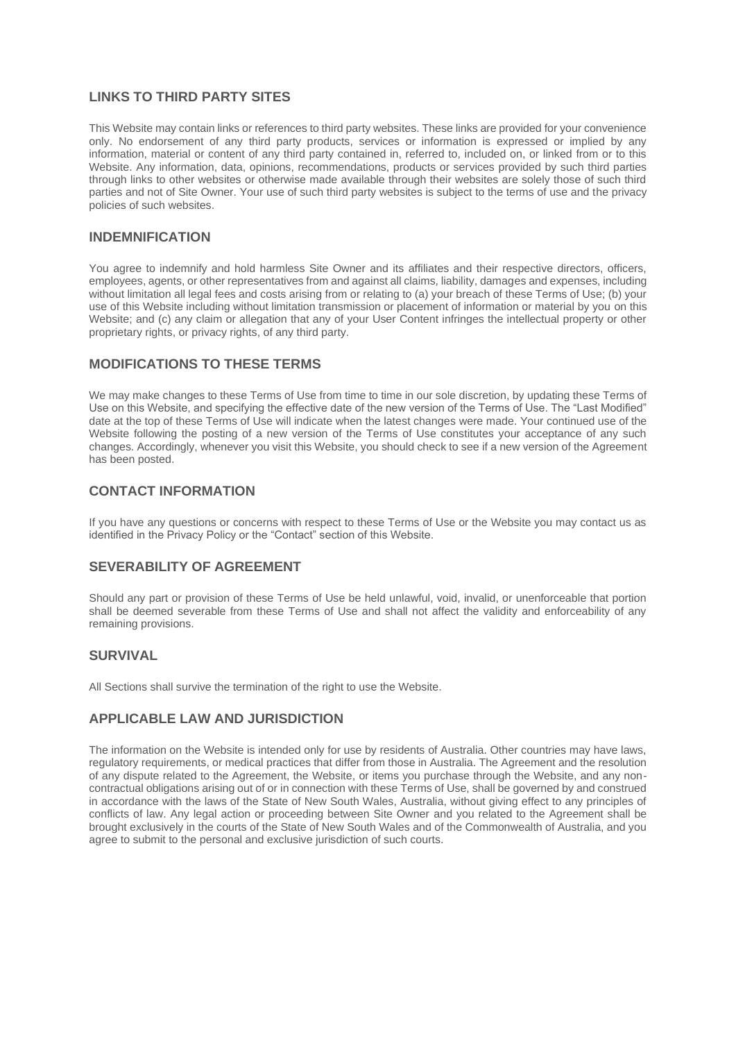## LINKS TO THIRD PARTY SITES

This Website may contain links or references to third party websites. These links are provided for your convenience only. No endorsement of any third party products, services or information is expressed or implied by any information, material or content of any third party contained in, referred to, included on, or linked from or to this Website. Any information, data, opinions, recommendations, products or services provided by such third parties through links to other websites or otherwise made available through their websites are solely those of such third parties and not of Site Owner. Your use of such third party websites is subject to the terms of use and the privacy policies of such websites.

## INDEMNIFICATION

You agree to indemnify and hold harmless Site Owner and its affiliates and their respective directors, officers, employees, agents, or other representatives from and against all claims, liability, damages and expenses, including without limitation all legal fees and costs arising from or relating to (a) your breach of these Terms of Use; (b) your use of this Website including without limitation transmission or placement of information or material by you on this Website; and (c) any claim or allegation that any of your User Content infringes the intellectual property or other proprietary rights, or privacy rights, of any third party.

## MODIFICATIONS TO THESE TERMS

We may make changes to these Terms of Use from time to time in our sole discretion, by updating these Terms of Use on this Website, and specifying the effective date of the new version of the Terms of Use. The "Last Modified" date at the top of these Terms of Use will indicate when the latest changes were made. Your continued use of the Website following the posting of a new version of the Terms of Use constitutes your acceptance of any such changes. Accordingly, whenever you visit this Website, you should check to see if a new version of the Agreement has been posted.

## CONTACT INFORMATION

If you have any questions or concerns with respect to these Terms of Use or the Website you may contact us as identified in the Privacy Policy or the "Contact" section of this Website.

## SEVERABILITY OF AGREEMENT

Should any part or provision of these Terms of Use be held unlawful, void, invalid, or unenforceable that portion shall be deemed severable from these Terms of Use and shall not affect the validity and enforceability of any remaining provisions.

## SURVIVAL

All Sections shall survive the termination of the right to use the Website.

## APPLICABLE LAW AND JURISDICTION

The information on the Website is intended only for use by residents of Australia. Other countries may have laws, regulatory requirements, or medical practices that differ from those in Australia. The Agreement and the resolution of any dispute related to the Agreement, the Website, or items you purchase through the Website, and any non-contractual obligations arising out of or in connection with these Terms of Use, shall be governed by and construed in accordance with the laws of the State of New South Wales, Australia, without giving effect to any principles of conflicts of law. Any legal action or proceeding between Site Owner and you related to the Agreement shall be brought exclusively in the courts of the State of New South Wales and of the Commonwealth of Australia, and you agree to submit to the personal and exclusive jurisdiction of such courts.